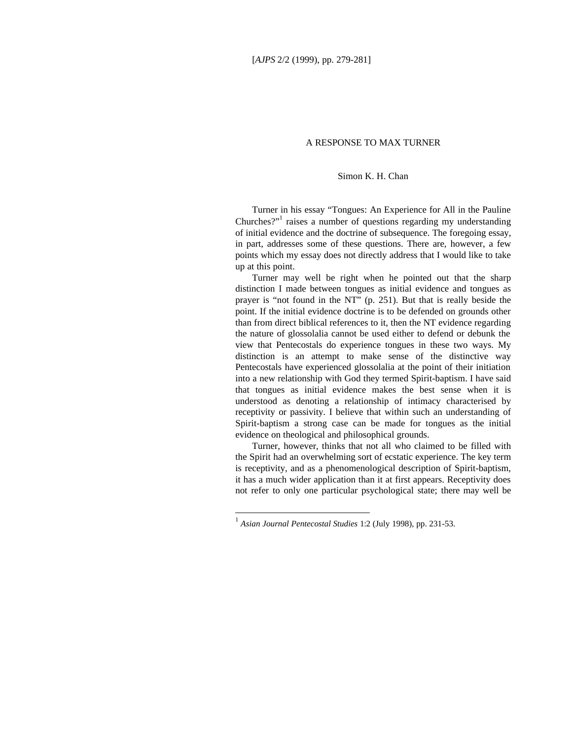# A RESPONSE TO MAX TURNER

Simon K. H. Chan

Turner in his essay "Tongues: An Experience for All in the Pauline Churches?"[1] raises a number of questions regarding my understanding of initial evidence and the doctrine of subsequence. The foregoing essay, in part, addresses some of these questions. There are, however, a few points which my essay does not directly address that I would like to take up at this point.

Turner may well be right when he pointed out that the sharp distinction I made between tongues as initial evidence and tongues as prayer is "not found in the NT" (p. 251). But that is really beside the point. If the initial evidence doctrine is to be defended on grounds other than from direct biblical references to it, then the NT evidence regarding the nature of glossolalia cannot be used either to defend or debunk the view that Pentecostals do experience tongues in these two ways. My distinction is an attempt to make sense of the distinctive way Pentecostals have experienced glossolalia at the point of their initiation into a new relationship with God they termed Spirit-baptism. I have said that tongues as initial evidence makes the best sense when it is understood as denoting a relationship of intimacy characterised by receptivity or passivity. I believe that within such an understanding of Spirit-baptism a strong case can be made for tongues as the initial evidence on theological and philosophical grounds.

Turner, however, thinks that not all who claimed to be filled with the Spirit had an overwhelming sort of ecstatic experience. The key term is receptivity, and as a phenomenological description of Spirit-baptism, it has a much wider application than it at first appears. Receptivity does not refer to only one particular psychological state; there may well be

[1] *Asian Journal Pentecostal Studies* 1:2 (July 1998), pp. 231-53.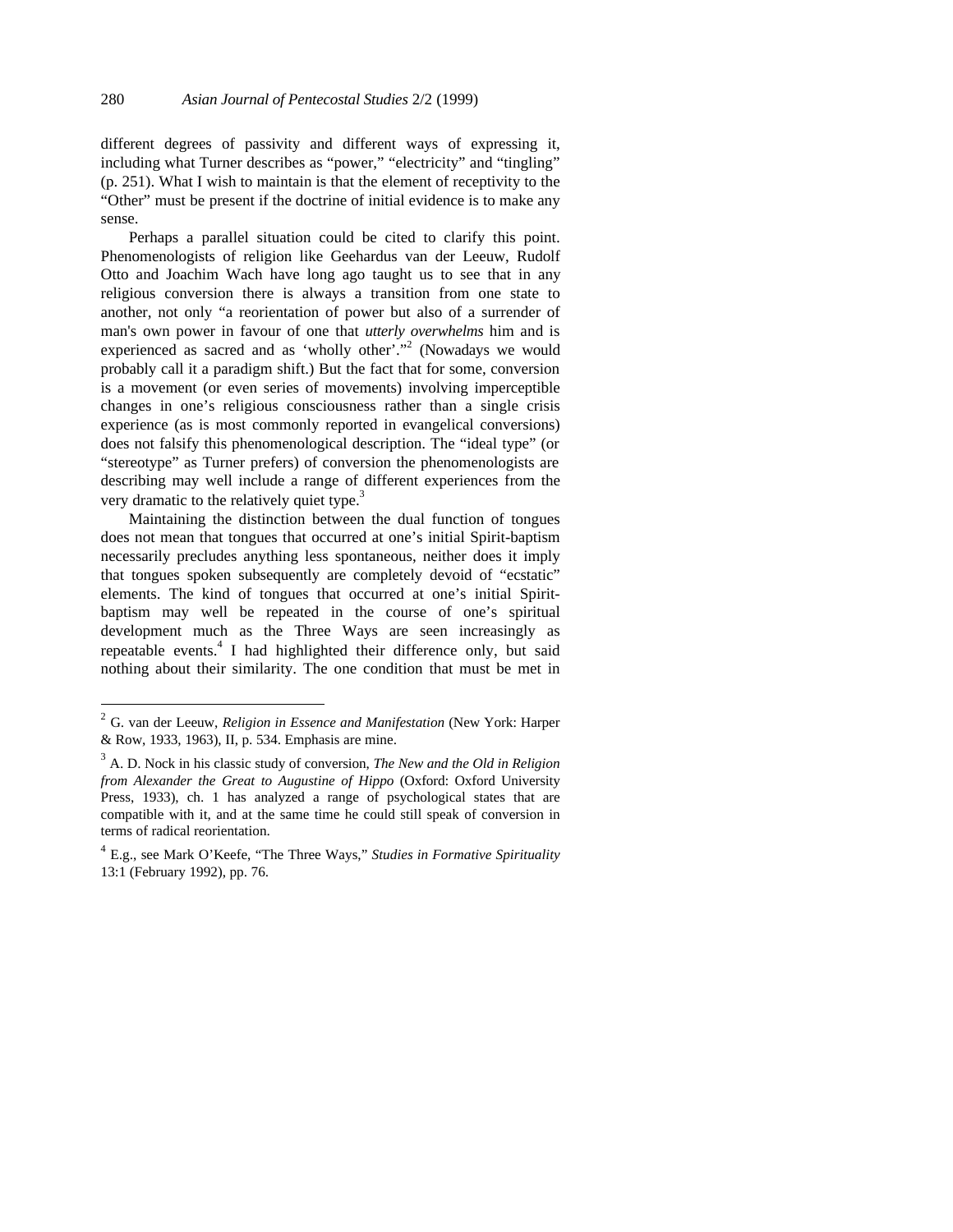different degrees of passivity and different ways of expressing it, including what Turner describes as "power," "electricity" and "tingling" (p. 251). What I wish to maintain is that the element of receptivity to the "Other" must be present if the doctrine of initial evidence is to make any sense.

Perhaps a parallel situation could be cited to clarify this point. Phenomenologists of religion like Geehardus van der Leeuw, Rudolf Otto and Joachim Wach have long ago taught us to see that in any religious conversion there is always a transition from one state to another, not only "a reorientation of power but also of a surrender of man's own power in favour of one that *utterly overwhelms* him and is experienced as sacred and as 'wholly other'."[2] (Nowadays we would probably call it a paradigm shift.) But the fact that for some, conversion is a movement (or even series of movements) involving imperceptible changes in one's religious consciousness rather than a single crisis experience (as is most commonly reported in evangelical conversions) does not falsify this phenomenological description. The "ideal type" (or "stereotype" as Turner prefers) of conversion the phenomenologists are describing may well include a range of different experiences from the very dramatic to the relatively quiet type.[3]

Maintaining the distinction between the dual function of tongues does not mean that tongues that occurred at one's initial Spirit-baptism necessarily precludes anything less spontaneous, neither does it imply that tongues spoken subsequently are completely devoid of "ecstatic" elements. The kind of tongues that occurred at one's initial Spirit-baptism may well be repeated in the course of one's spiritual development much as the Three Ways are seen increasingly as repeatable events.[4] I had highlighted their difference only, but said nothing about their similarity. The one condition that must be met in

---

[2] G. van der Leeuw, *Religion in Essence and Manifestation* (New York: Harper & Row, 1933, 1963), II, p. 534. Emphasis are mine.

[3] A. D. Nock in his classic study of conversion, *The New and the Old in Religion from Alexander the Great to Augustine of Hippo* (Oxford: Oxford University Press, 1933), ch. 1 has analyzed a range of psychological states that are compatible with it, and at the same time he could still speak of conversion in terms of radical reorientation.

[4] E.g., see Mark O'Keefe, "The Three Ways," *Studies in Formative Spirituality* 13:1 (February 1992), pp. 76.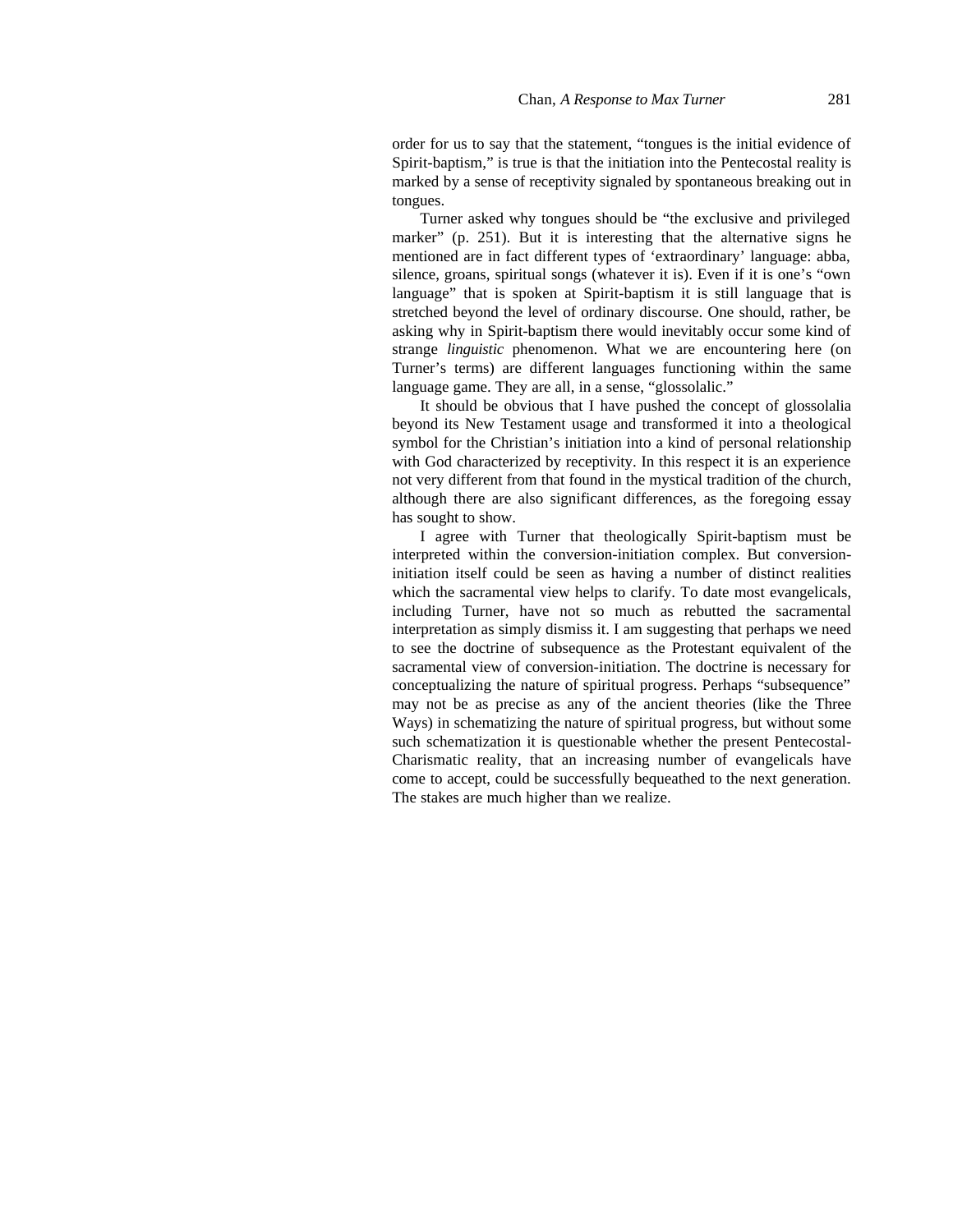order for us to say that the statement, "tongues is the initial evidence of Spirit-baptism," is true is that the initiation into the Pentecostal reality is marked by a sense of receptivity signaled by spontaneous breaking out in tongues.

Turner asked why tongues should be "the exclusive and privileged marker" (p. 251). But it is interesting that the alternative signs he mentioned are in fact different types of 'extraordinary' language: abba, silence, groans, spiritual songs (whatever it is). Even if it is one's "own language" that is spoken at Spirit-baptism it is still language that is stretched beyond the level of ordinary discourse. One should, rather, be asking why in Spirit-baptism there would inevitably occur some kind of strange *linguistic* phenomenon. What we are encountering here (on Turner's terms) are different languages functioning within the same language game. They are all, in a sense, "glossolalic."

It should be obvious that I have pushed the concept of glossolalia beyond its New Testament usage and transformed it into a theological symbol for the Christian's initiation into a kind of personal relationship with God characterized by receptivity. In this respect it is an experience not very different from that found in the mystical tradition of the church, although there are also significant differences, as the foregoing essay has sought to show.

I agree with Turner that theologically Spirit-baptism must be interpreted within the conversion-initiation complex. But conversion-initiation itself could be seen as having a number of distinct realities which the sacramental view helps to clarify. To date most evangelicals, including Turner, have not so much as rebutted the sacramental interpretation as simply dismiss it. I am suggesting that perhaps we need to see the doctrine of subsequence as the Protestant equivalent of the sacramental view of conversion-initiation. The doctrine is necessary for conceptualizing the nature of spiritual progress. Perhaps "subsequence" may not be as precise as any of the ancient theories (like the Three Ways) in schematizing the nature of spiritual progress, but without some such schematization it is questionable whether the present Pentecostal-Charismatic reality, that an increasing number of evangelicals have come to accept, could be successfully bequeathed to the next generation. The stakes are much higher than we realize.